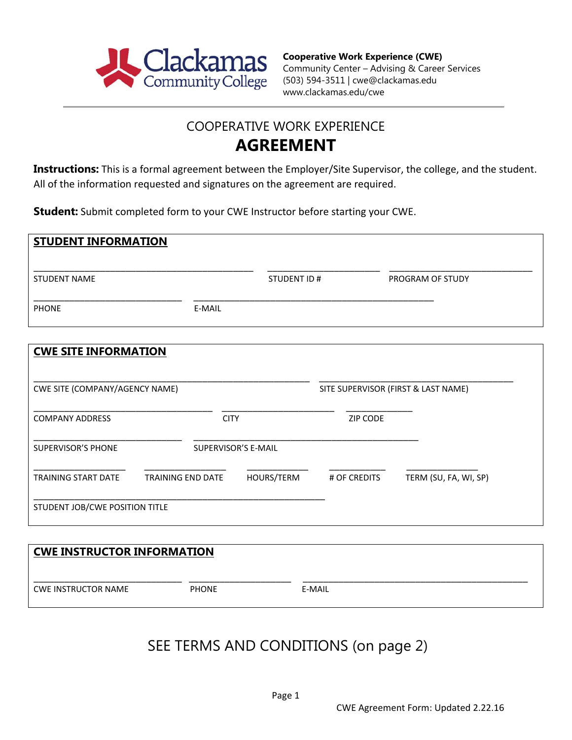**Cooperative Work Experience (CWE)**
Community Center – Advising & Career Services
(503) 594-3511 | cwe@clackamas.edu
www.clackamas.edu/cwe

# COOPERATIVE WORK EXPERIENCE
# AGREEMENT

**Instructions:** This is a formal agreement between the Employer/Site Supervisor, the college, and the student. All of the information requested and signatures on the agreement are required.

**Student:** Submit completed form to your CWE Instructor before starting your CWE.

## STUDENT INFORMATION

_______________________________________ _____________________ __________________________
STUDENT NAME STUDENT ID # PROGRAM OF STUDY

___________________________ ____________________________________________
PHONE E-MAIL

## CWE SITE INFORMATION

_________________________________________________ ___________________________________
CWE SITE (COMPANY/AGENCY NAME) SITE SUPERVISOR (FIRST & LAST NAME)

________________________________ ____________________ ____________
COMPANY ADDRESS CITY ZIP CODE

___________________________ ________________________________________
SUPERVISOR'S PHONE SUPERVISOR'S E-MAIL

________________ ______________ ___________ __________ _____________
TRAINING START DATE TRAINING END DATE HOURS/TERM # OF CREDITS TERM (SU, FA, WI, SP)

____________________________________________________
STUDENT JOB/CWE POSITION TITLE

## CWE INSTRUCTOR INFORMATION

___________________________ __________________ ________________________________________
CWE INSTRUCTOR NAME PHONE E-MAIL

SEE TERMS AND CONDITIONS (on page 2)

CWE Agreement Form: Updated 2.22.16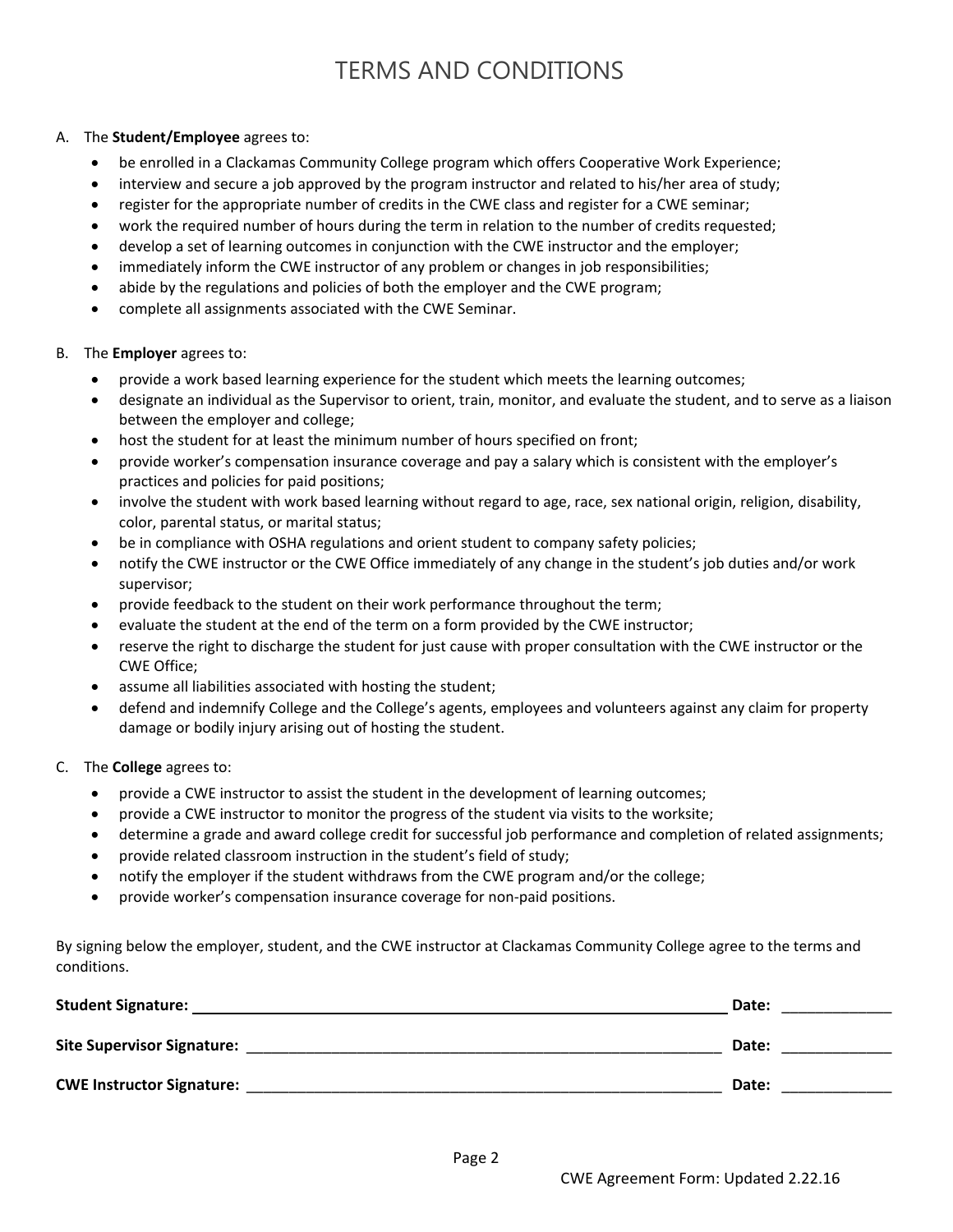# TERMS AND CONDITIONS

A. The **Student/Employee** agrees to:

- be enrolled in a Clackamas Community College program which offers Cooperative Work Experience;
- interview and secure a job approved by the program instructor and related to his/her area of study;
- register for the appropriate number of credits in the CWE class and register for a CWE seminar;
- work the required number of hours during the term in relation to the number of credits requested;
- develop a set of learning outcomes in conjunction with the CWE instructor and the employer;
- immediately inform the CWE instructor of any problem or changes in job responsibilities;
- abide by the regulations and policies of both the employer and the CWE program;
- complete all assignments associated with the CWE Seminar.

B. The **Employer** agrees to:

- provide a work based learning experience for the student which meets the learning outcomes;
- designate an individual as the Supervisor to orient, train, monitor, and evaluate the student, and to serve as a liaison between the employer and college;
- host the student for at least the minimum number of hours specified on front;
- provide worker's compensation insurance coverage and pay a salary which is consistent with the employer's practices and policies for paid positions;
- involve the student with work based learning without regard to age, race, sex national origin, religion, disability, color, parental status, or marital status;
- be in compliance with OSHA regulations and orient student to company safety policies;
- notify the CWE instructor or the CWE Office immediately of any change in the student's job duties and/or work supervisor;
- provide feedback to the student on their work performance throughout the term;
- evaluate the student at the end of the term on a form provided by the CWE instructor;
- reserve the right to discharge the student for just cause with proper consultation with the CWE instructor or the CWE Office;
- assume all liabilities associated with hosting the student;
- defend and indemnify College and the College's agents, employees and volunteers against any claim for property damage or bodily injury arising out of hosting the student.

C. The **College** agrees to:

- provide a CWE instructor to assist the student in the development of learning outcomes;
- provide a CWE instructor to monitor the progress of the student via visits to the worksite;
- determine a grade and award college credit for successful job performance and completion of related assignments;
- provide related classroom instruction in the student's field of study;
- notify the employer if the student withdraws from the CWE program and/or the college;
- provide worker's compensation insurance coverage for non-paid positions.

By signing below the employer, student, and the CWE instructor at Clackamas Community College agree to the terms and conditions.

**Student Signature:** ____________________________________________ **Date:** _____________

**Site Supervisor Signature:** ____________________________________________ **Date:** _____________

**CWE Instructor Signature:** ____________________________________________ **Date:** _____________

CWE Agreement Form: Updated 2.22.16